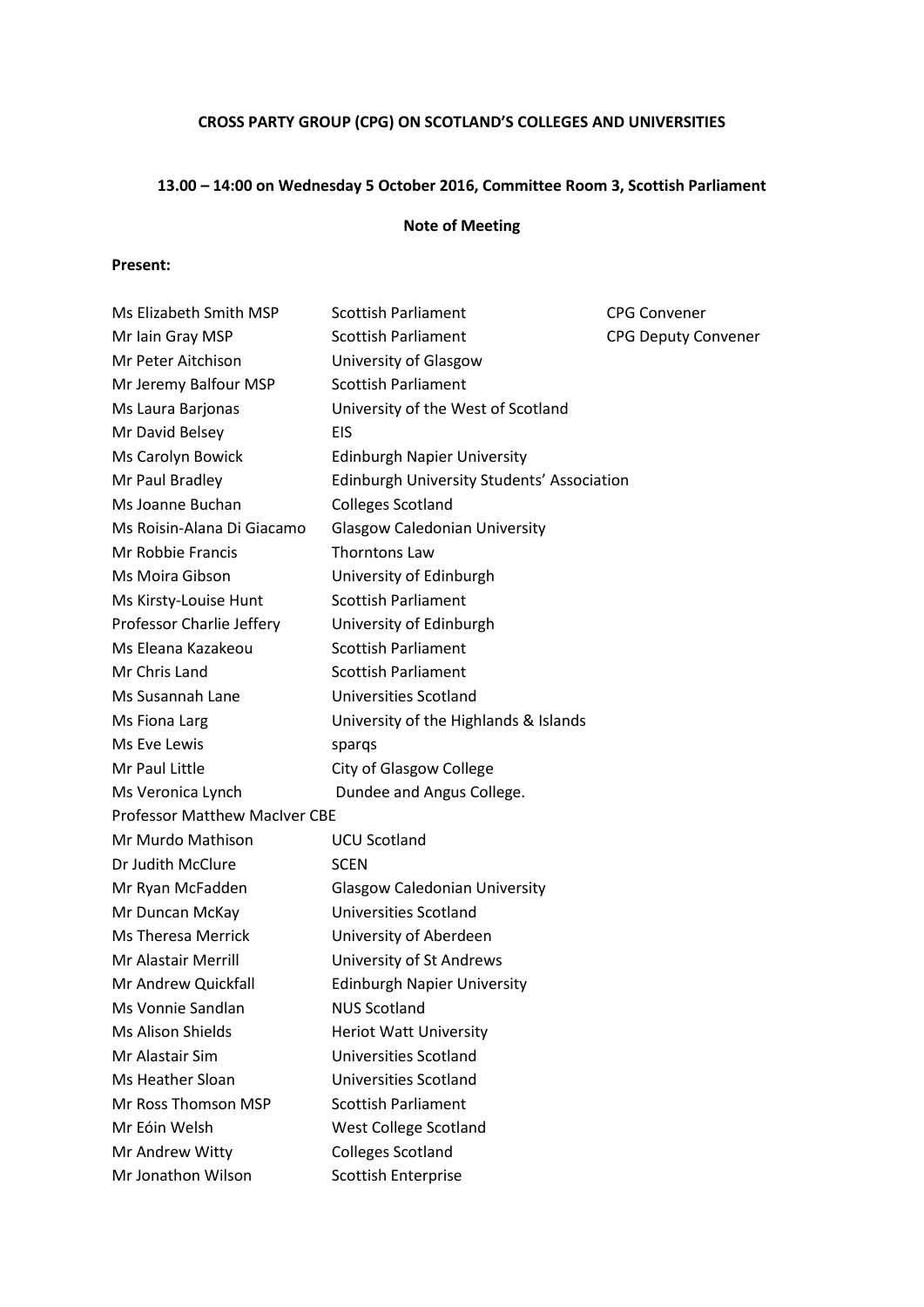**CROSS PARTY GROUP (CPG) ON SCOTLAND'S COLLEGES AND UNIVERSITIES**

**13.00 – 14:00 on Wednesday 5 October 2016, Committee Room 3, Scottish Parliament**

**Note of Meeting**

**Present:**

| | | |
|---|---|---|
| Ms Elizabeth Smith MSP | Scottish Parliament | CPG Convener |
| Mr Iain Gray MSP | Scottish Parliament | CPG Deputy Convener |
| Mr Peter Aitchison | University of Glasgow | |
| Mr Jeremy Balfour MSP | Scottish Parliament | |
| Ms Laura Barjonas | University of the West of Scotland | |
| Mr David Belsey | EIS | |
| Ms Carolyn Bowick | Edinburgh Napier University | |
| Mr Paul Bradley | Edinburgh University Students' Association | |
| Ms Joanne Buchan | Colleges Scotland | |
| Ms Roisin-Alana Di Giacamo | Glasgow Caledonian University | |
| Mr Robbie Francis | Thorntons Law | |
| Ms Moira Gibson | University of Edinburgh | |
| Ms Kirsty-Louise Hunt | Scottish Parliament | |
| Professor Charlie Jeffery | University of Edinburgh | |
| Ms Eleana Kazakeou | Scottish Parliament | |
| Mr Chris Land | Scottish Parliament | |
| Ms Susannah Lane | Universities Scotland | |
| Ms Fiona Larg | University of the Highlands & Islands | |
| Ms Eve Lewis | sparqs | |
| Mr Paul Little | City of Glasgow College | |
| Ms Veronica Lynch | Dundee and Angus College. | |
| Professor Matthew MacIver CBE | | |
| Mr Murdo Mathison | UCU Scotland | |
| Dr Judith McClure | SCEN | |
| Mr Ryan McFadden | Glasgow Caledonian University | |
| Mr Duncan McKay | Universities Scotland | |
| Ms Theresa Merrick | University of Aberdeen | |
| Mr Alastair Merrill | University of St Andrews | |
| Mr Andrew Quickfall | Edinburgh Napier University | |
| Ms Vonnie Sandlan | NUS Scotland | |
| Ms Alison Shields | Heriot Watt University | |
| Mr Alastair Sim | Universities Scotland | |
| Ms Heather Sloan | Universities Scotland | |
| Mr Ross Thomson MSP | Scottish Parliament | |
| Mr Eóin Welsh | West College Scotland | |
| Mr Andrew Witty | Colleges Scotland | |
| Mr Jonathon Wilson | Scottish Enterprise | |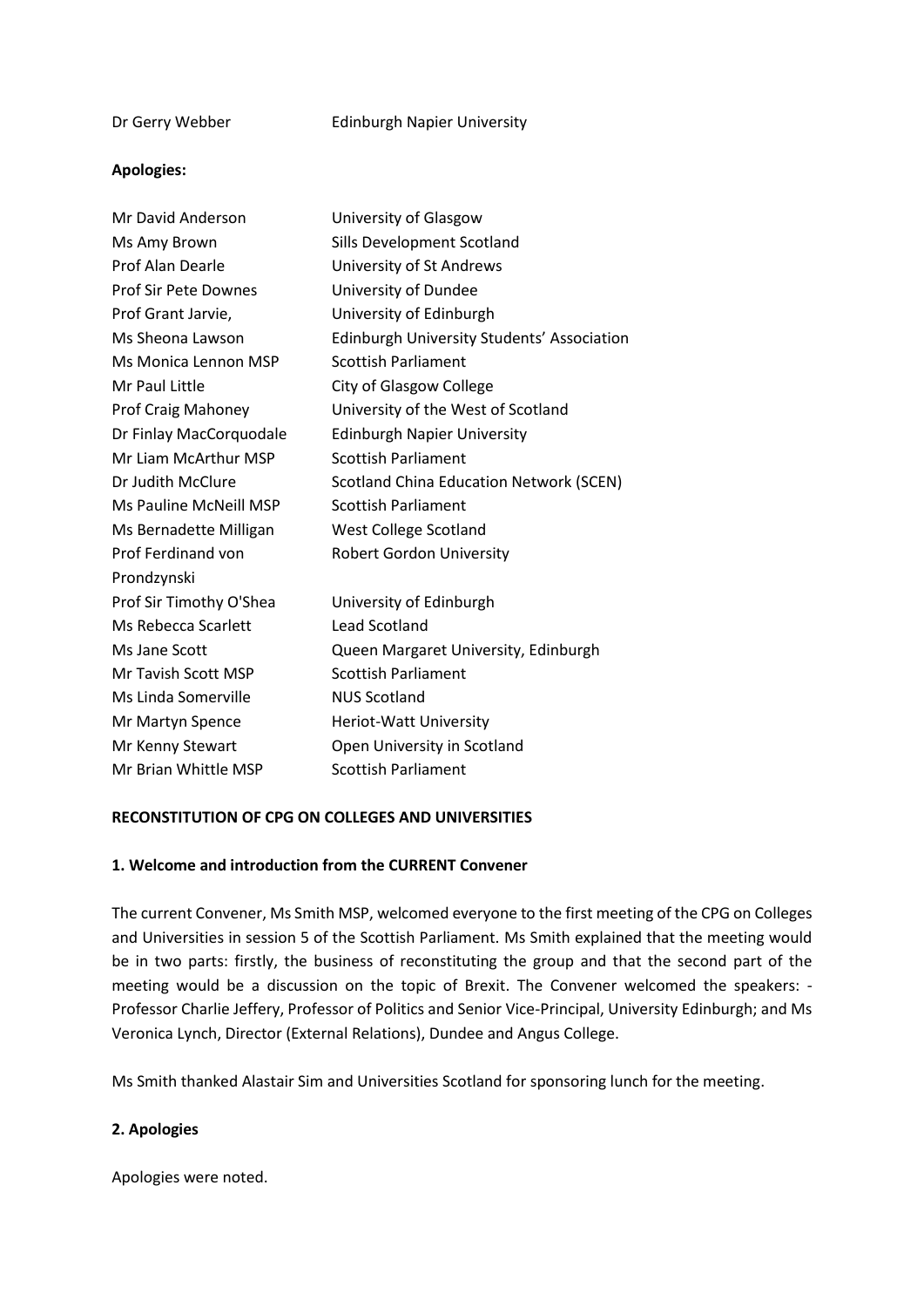Dr Gerry Webber Edinburgh Napier University

**Apologies:**

| | |
|---|---|
| Mr David Anderson | University of Glasgow |
| Ms Amy Brown | Sills Development Scotland |
| Prof Alan Dearle | University of St Andrews |
| Prof Sir Pete Downes | University of Dundee |
| Prof Grant Jarvie, | University of Edinburgh |
| Ms Sheona Lawson | Edinburgh University Students' Association |
| Ms Monica Lennon MSP | Scottish Parliament |
| Mr Paul Little | City of Glasgow College |
| Prof Craig Mahoney | University of the West of Scotland |
| Dr Finlay MacCorquodale | Edinburgh Napier University |
| Mr Liam McArthur MSP | Scottish Parliament |
| Dr Judith McClure | Scotland China Education Network (SCEN) |
| Ms Pauline McNeill MSP | Scottish Parliament |
| Ms Bernadette Milligan | West College Scotland |
| Prof Ferdinand von Prondzynski | Robert Gordon University |
| Prof Sir Timothy O'Shea | University of Edinburgh |
| Ms Rebecca Scarlett | Lead Scotland |
| Ms Jane Scott | Queen Margaret University, Edinburgh |
| Mr Tavish Scott MSP | Scottish Parliament |
| Ms Linda Somerville | NUS Scotland |
| Mr Martyn Spence | Heriot-Watt University |
| Mr Kenny Stewart | Open University in Scotland |
| Mr Brian Whittle MSP | Scottish Parliament |

**RECONSTITUTION OF CPG ON COLLEGES AND UNIVERSITIES**

**1. Welcome and introduction from the CURRENT Convener**

The current Convener, Ms Smith MSP, welcomed everyone to the first meeting of the CPG on Colleges and Universities in session 5 of the Scottish Parliament. Ms Smith explained that the meeting would be in two parts: firstly, the business of reconstituting the group and that the second part of the meeting would be a discussion on the topic of Brexit. The Convener welcomed the speakers: - Professor Charlie Jeffery, Professor of Politics and Senior Vice-Principal, University Edinburgh; and Ms Veronica Lynch, Director (External Relations), Dundee and Angus College.

Ms Smith thanked Alastair Sim and Universities Scotland for sponsoring lunch for the meeting.

**2. Apologies**

Apologies were noted.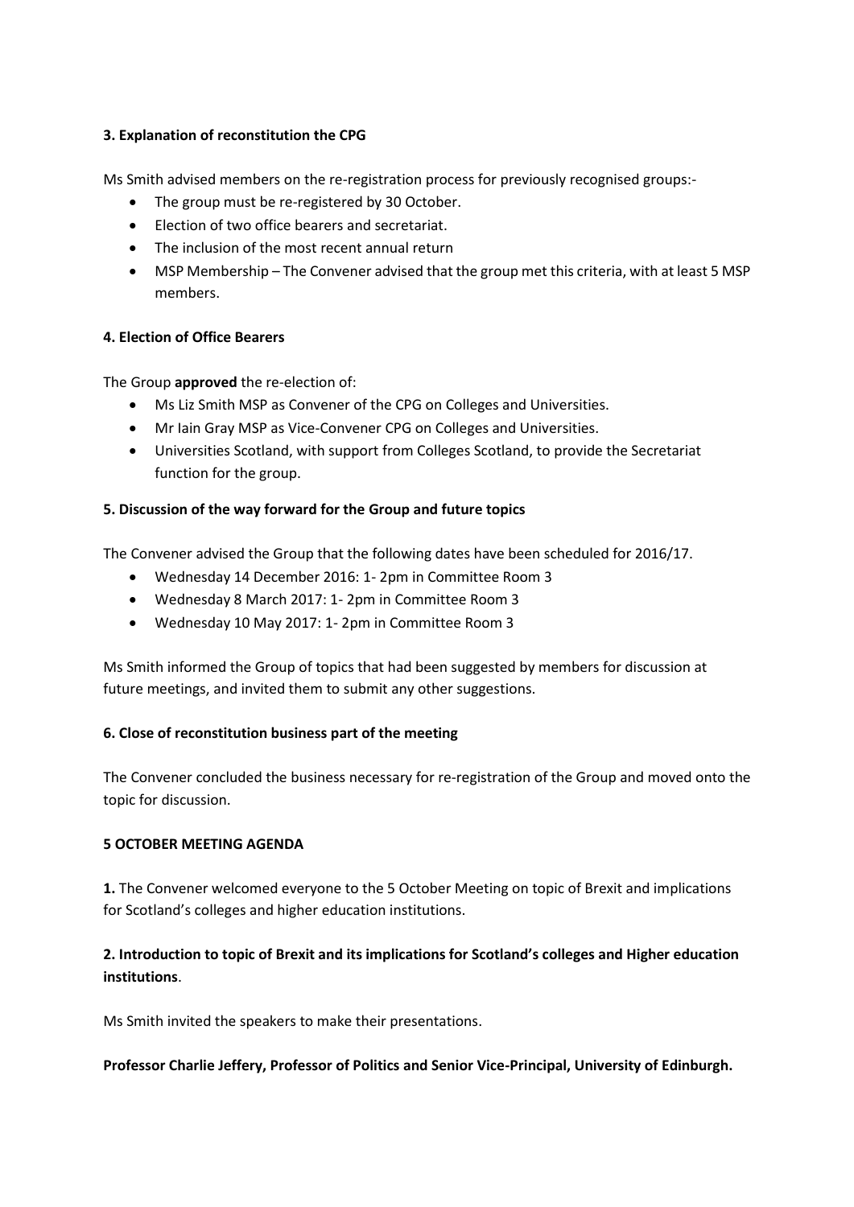**3. Explanation of reconstitution the CPG**

Ms Smith advised members on the re-registration process for previously recognised groups:-

- The group must be re-registered by 30 October.
- Election of two office bearers and secretariat.
- The inclusion of the most recent annual return
- MSP Membership – The Convener advised that the group met this criteria, with at least 5 MSP members.

**4. Election of Office Bearers**

The Group **approved** the re-election of:

- Ms Liz Smith MSP as Convener of the CPG on Colleges and Universities.
- Mr Iain Gray MSP as Vice-Convener CPG on Colleges and Universities.
- Universities Scotland, with support from Colleges Scotland, to provide the Secretariat function for the group.

**5. Discussion of the way forward for the Group and future topics**

The Convener advised the Group that the following dates have been scheduled for 2016/17.

- Wednesday 14 December 2016: 1- 2pm in Committee Room 3
- Wednesday 8 March 2017: 1- 2pm in Committee Room 3
- Wednesday 10 May 2017: 1- 2pm in Committee Room 3

Ms Smith informed the Group of topics that had been suggested by members for discussion at future meetings, and invited them to submit any other suggestions.

**6. Close of reconstitution business part of the meeting**

The Convener concluded the business necessary for re-registration of the Group and moved onto the topic for discussion.

**5 OCTOBER MEETING AGENDA**

**1.** The Convener welcomed everyone to the 5 October Meeting on topic of Brexit and implications for Scotland's colleges and higher education institutions.

**2. Introduction to topic of Brexit and its implications for Scotland's colleges and Higher education institutions**.

Ms Smith invited the speakers to make their presentations.

**Professor Charlie Jeffery, Professor of Politics and Senior Vice-Principal, University of Edinburgh.**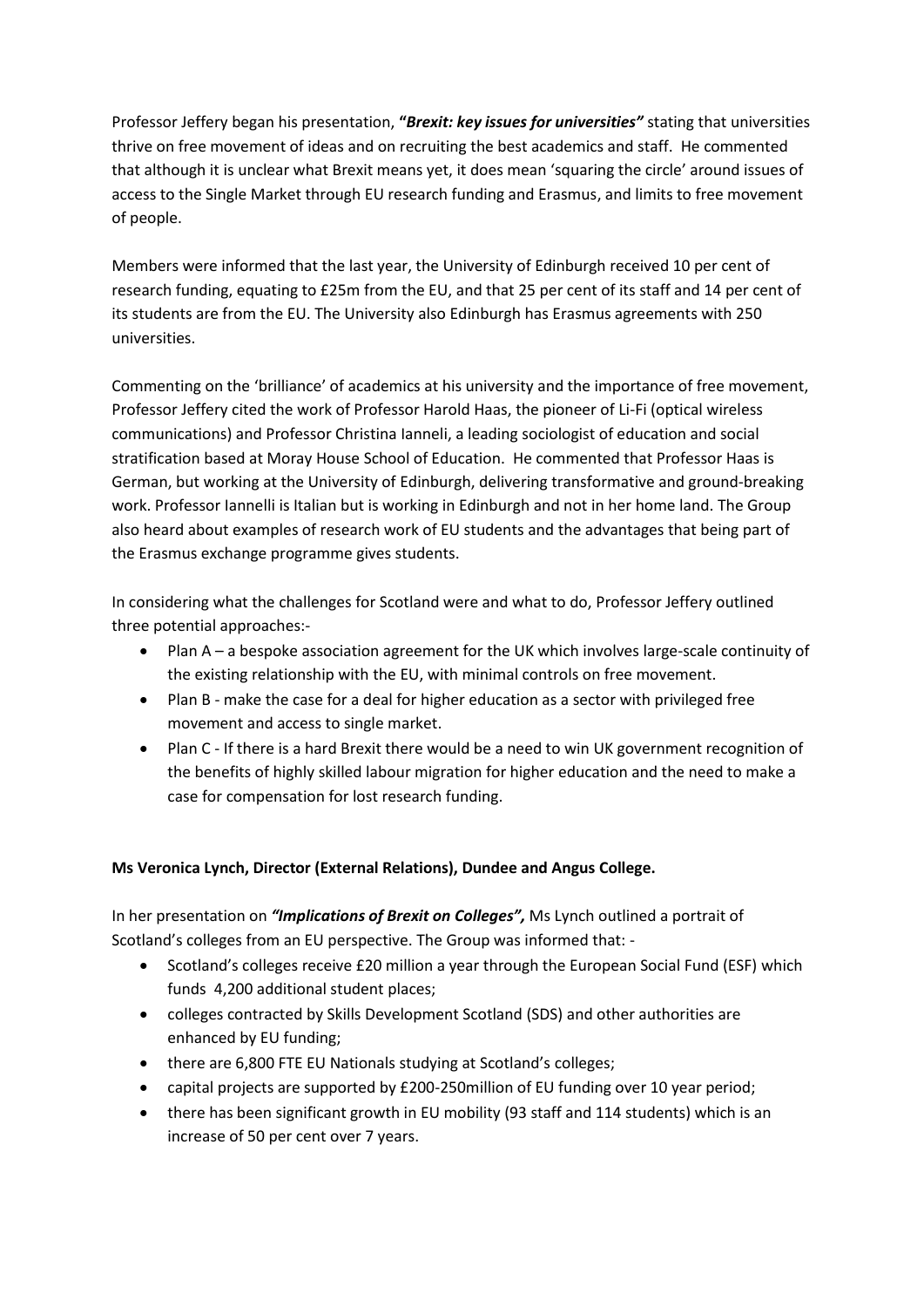Professor Jeffery began his presentation, **"*Brexit: key issues for universities"*** stating that universities thrive on free movement of ideas and on recruiting the best academics and staff. He commented that although it is unclear what Brexit means yet, it does mean 'squaring the circle' around issues of access to the Single Market through EU research funding and Erasmus, and limits to free movement of people.

Members were informed that the last year, the University of Edinburgh received 10 per cent of research funding, equating to £25m from the EU, and that 25 per cent of its staff and 14 per cent of its students are from the EU. The University also Edinburgh has Erasmus agreements with 250 universities.

Commenting on the 'brilliance' of academics at his university and the importance of free movement, Professor Jeffery cited the work of Professor Harold Haas, the pioneer of Li-Fi (optical wireless communications) and Professor Christina Ianneli, a leading sociologist of education and social stratification based at Moray House School of Education. He commented that Professor Haas is German, but working at the University of Edinburgh, delivering transformative and ground-breaking work. Professor Iannelli is Italian but is working in Edinburgh and not in her home land. The Group also heard about examples of research work of EU students and the advantages that being part of the Erasmus exchange programme gives students.

In considering what the challenges for Scotland were and what to do, Professor Jeffery outlined three potential approaches:-

- Plan A – a bespoke association agreement for the UK which involves large-scale continuity of the existing relationship with the EU, with minimal controls on free movement.
- Plan B - make the case for a deal for higher education as a sector with privileged free movement and access to single market.
- Plan C - If there is a hard Brexit there would be a need to win UK government recognition of the benefits of highly skilled labour migration for higher education and the need to make a case for compensation for lost research funding.

**Ms Veronica Lynch, Director (External Relations), Dundee and Angus College.**

In her presentation on ***"Implications of Brexit on Colleges",*** Ms Lynch outlined a portrait of Scotland's colleges from an EU perspective. The Group was informed that: -

- Scotland's colleges receive £20 million a year through the European Social Fund (ESF) which funds 4,200 additional student places;
- colleges contracted by Skills Development Scotland (SDS) and other authorities are enhanced by EU funding;
- there are 6,800 FTE EU Nationals studying at Scotland's colleges;
- capital projects are supported by £200-250million of EU funding over 10 year period;
- there has been significant growth in EU mobility (93 staff and 114 students) which is an increase of 50 per cent over 7 years.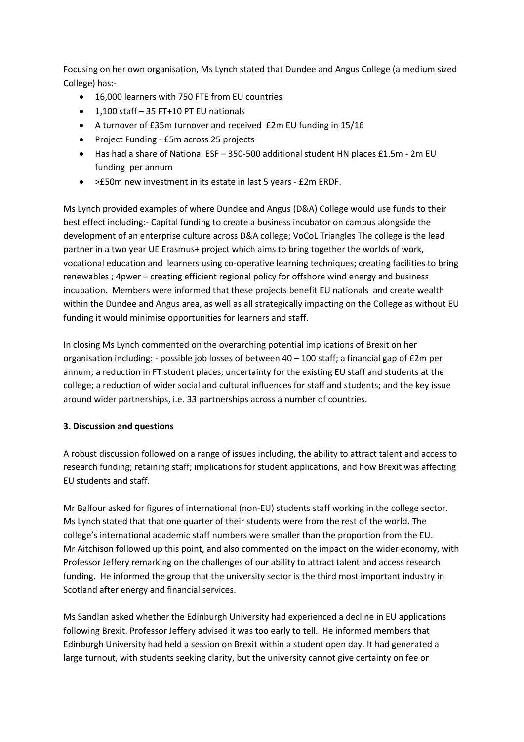Focusing on her own organisation, Ms Lynch stated that Dundee and Angus College (a medium sized College) has:-

- 16,000 learners with 750 FTE from EU countries
- 1,100 staff – 35 FT+10 PT EU nationals
- A turnover of £35m turnover and received £2m EU funding in 15/16
- Project Funding - £5m across 25 projects
- Has had a share of National ESF – 350-500 additional student HN places £1.5m - 2m EU funding per annum
- >£50m new investment in its estate in last 5 years - £2m ERDF.

Ms Lynch provided examples of where Dundee and Angus (D&A) College would use funds to their best effect including:- Capital funding to create a business incubator on campus alongside the development of an enterprise culture across D&A college; VoCoL Triangles The college is the lead partner in a two year UE Erasmus+ project which aims to bring together the worlds of work, vocational education and learners using co-operative learning techniques; creating facilities to bring renewables ; 4pwer – creating efficient regional policy for offshore wind energy and business incubation. Members were informed that these projects benefit EU nationals and create wealth within the Dundee and Angus area, as well as all strategically impacting on the College as without EU funding it would minimise opportunities for learners and staff.

In closing Ms Lynch commented on the overarching potential implications of Brexit on her organisation including: - possible job losses of between 40 – 100 staff; a financial gap of £2m per annum; a reduction in FT student places; uncertainty for the existing EU staff and students at the college; a reduction of wider social and cultural influences for staff and students; and the key issue around wider partnerships, i.e. 33 partnerships across a number of countries.

**3. Discussion and questions**

A robust discussion followed on a range of issues including, the ability to attract talent and access to research funding; retaining staff; implications for student applications, and how Brexit was affecting EU students and staff.

Mr Balfour asked for figures of international (non-EU) students staff working in the college sector. Ms Lynch stated that that one quarter of their students were from the rest of the world. The college's international academic staff numbers were smaller than the proportion from the EU. Mr Aitchison followed up this point, and also commented on the impact on the wider economy, with Professor Jeffery remarking on the challenges of our ability to attract talent and access research funding. He informed the group that the university sector is the third most important industry in Scotland after energy and financial services.

Ms Sandlan asked whether the Edinburgh University had experienced a decline in EU applications following Brexit. Professor Jeffery advised it was too early to tell. He informed members that Edinburgh University had held a session on Brexit within a student open day. It had generated a large turnout, with students seeking clarity, but the university cannot give certainty on fee or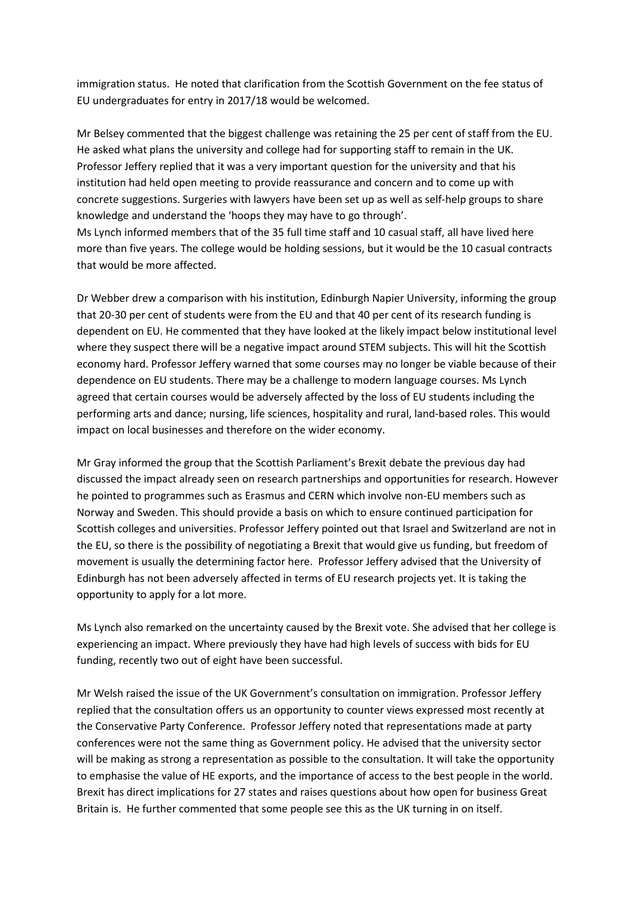immigration status. He noted that clarification from the Scottish Government on the fee status of EU undergraduates for entry in 2017/18 would be welcomed.

Mr Belsey commented that the biggest challenge was retaining the 25 per cent of staff from the EU. He asked what plans the university and college had for supporting staff to remain in the UK. Professor Jeffery replied that it was a very important question for the university and that his institution had held open meeting to provide reassurance and concern and to come up with concrete suggestions. Surgeries with lawyers have been set up as well as self-help groups to share knowledge and understand the 'hoops they may have to go through'.

Ms Lynch informed members that of the 35 full time staff and 10 casual staff, all have lived here more than five years. The college would be holding sessions, but it would be the 10 casual contracts that would be more affected.

Dr Webber drew a comparison with his institution, Edinburgh Napier University, informing the group that 20-30 per cent of students were from the EU and that 40 per cent of its research funding is dependent on EU. He commented that they have looked at the likely impact below institutional level where they suspect there will be a negative impact around STEM subjects. This will hit the Scottish economy hard. Professor Jeffery warned that some courses may no longer be viable because of their dependence on EU students. There may be a challenge to modern language courses. Ms Lynch agreed that certain courses would be adversely affected by the loss of EU students including the performing arts and dance; nursing, life sciences, hospitality and rural, land-based roles. This would impact on local businesses and therefore on the wider economy.

Mr Gray informed the group that the Scottish Parliament's Brexit debate the previous day had discussed the impact already seen on research partnerships and opportunities for research. However he pointed to programmes such as Erasmus and CERN which involve non-EU members such as Norway and Sweden. This should provide a basis on which to ensure continued participation for Scottish colleges and universities. Professor Jeffery pointed out that Israel and Switzerland are not in the EU, so there is the possibility of negotiating a Brexit that would give us funding, but freedom of movement is usually the determining factor here. Professor Jeffery advised that the University of Edinburgh has not been adversely affected in terms of EU research projects yet. It is taking the opportunity to apply for a lot more.

Ms Lynch also remarked on the uncertainty caused by the Brexit vote. She advised that her college is experiencing an impact. Where previously they have had high levels of success with bids for EU funding, recently two out of eight have been successful.

Mr Welsh raised the issue of the UK Government's consultation on immigration. Professor Jeffery replied that the consultation offers us an opportunity to counter views expressed most recently at the Conservative Party Conference. Professor Jeffery noted that representations made at party conferences were not the same thing as Government policy. He advised that the university sector will be making as strong a representation as possible to the consultation. It will take the opportunity to emphasise the value of HE exports, and the importance of access to the best people in the world. Brexit has direct implications for 27 states and raises questions about how open for business Great Britain is. He further commented that some people see this as the UK turning in on itself.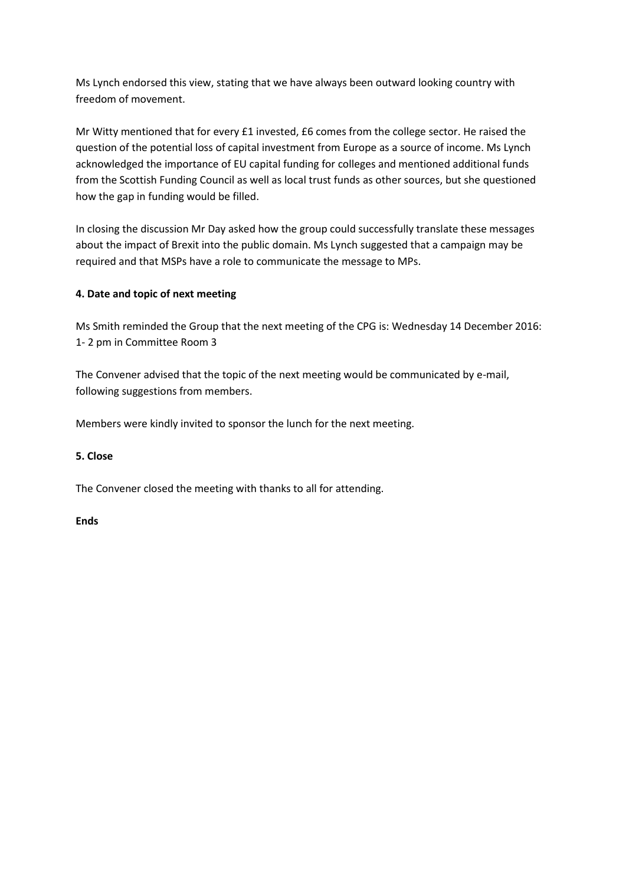Ms Lynch endorsed this view, stating that we have always been outward looking country with freedom of movement.

Mr Witty mentioned that for every £1 invested, £6 comes from the college sector. He raised the question of the potential loss of capital investment from Europe as a source of income. Ms Lynch acknowledged the importance of EU capital funding for colleges and mentioned additional funds from the Scottish Funding Council as well as local trust funds as other sources, but she questioned how the gap in funding would be filled.

In closing the discussion Mr Day asked how the group could successfully translate these messages about the impact of Brexit into the public domain. Ms Lynch suggested that a campaign may be required and that MSPs have a role to communicate the message to MPs.

**4. Date and topic of next meeting**

Ms Smith reminded the Group that the next meeting of the CPG is: Wednesday 14 December 2016: 1- 2 pm in Committee Room 3

The Convener advised that the topic of the next meeting would be communicated by e-mail, following suggestions from members.

Members were kindly invited to sponsor the lunch for the next meeting.

**5. Close**

The Convener closed the meeting with thanks to all for attending.

**Ends**